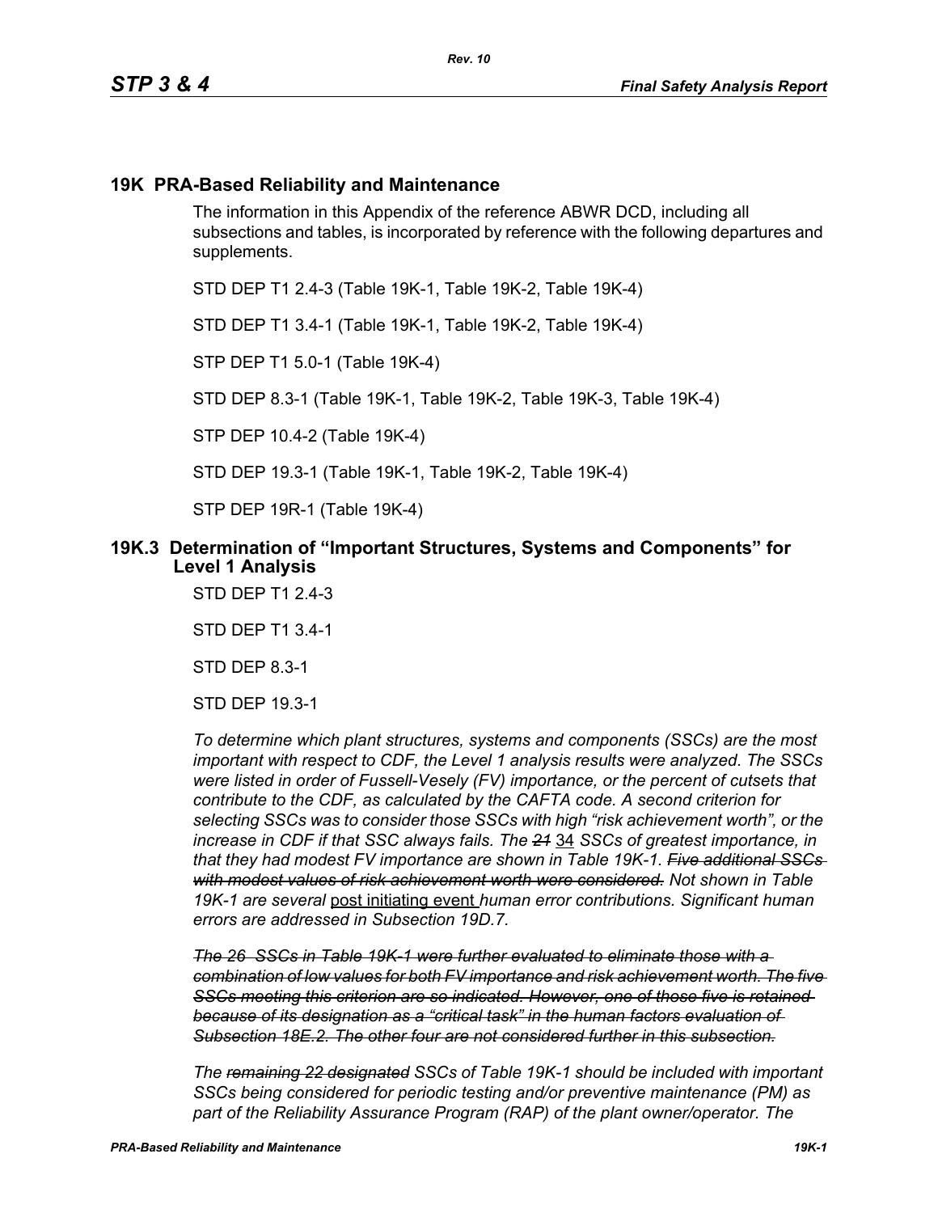# 19K PRA-Based Reliability and Maintenance

The information in this Appendix of the reference ABWR DCD, including all subsections and tables, is incorporated by reference with the following departures and supplements.

STD DEP T1 2.4-3 (Table 19K-1, Table 19K-2, Table 19K-4)

STD DEP T1 3.4-1 (Table 19K-1, Table 19K-2, Table 19K-4)

STP DEP T1 5.0-1 (Table 19K-4)

STD DEP 8.3-1 (Table 19K-1, Table 19K-2, Table 19K-3, Table 19K-4)

STP DEP 10.4-2 (Table 19K-4)

STD DEP 19.3-1 (Table 19K-1, Table 19K-2, Table 19K-4)

STP DEP 19R-1 (Table 19K-4)

## 19K.3 Determination of "Important Structures, Systems and Components" for Level 1 Analysis

STD DEP T1 2.4-3

STD DEP T1 3.4-1

STD DEP 8.3-1

STD DEP 19.3-1

*To determine which plant structures, systems and components (SSCs) are the most important with respect to CDF, the Level 1 analysis results were analyzed. The SSCs were listed in order of Fussell-Vesely (FV) importance, or the percent of cutsets that contribute to the CDF, as calculated by the CAFTA code. A second criterion for selecting SSCs was to consider those SSCs with high "risk achievement worth", or the increase in CDF if that SSC always fails. The ~~21~~* 34 *SSCs of greatest importance, in that they had modest FV importance are shown in Table 19K-1. ~~Five additional SSCs with modest values of risk achievement worth were considered.~~ Not shown in Table 19K-1 are several* post initiating event *human error contributions. Significant human errors are addressed in Subsection 19D.7.*

*~~The 26 SSCs in Table 19K-1 were further evaluated to eliminate those with a combination of low values for both FV importance and risk achievement worth. The five SSCs meeting this criterion are so indicated. However, one of those five is retained because of its designation as a "critical task" in the human factors evaluation of Subsection 18E.2. The other four are not considered further in this subsection.~~*

*The ~~remaining 22 designated~~ SSCs of Table 19K-1 should be included with important SSCs being considered for periodic testing and/or preventive maintenance (PM) as part of the Reliability Assurance Program (RAP) of the plant owner/operator. The*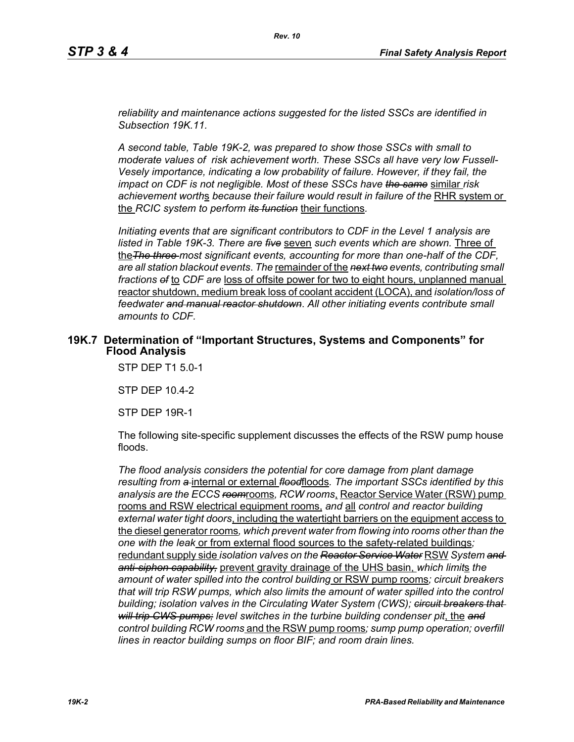*reliability and maintenance actions suggested for the listed SSCs are identified in Subsection 19K.11.*

*A second table, Table 19K-2, was prepared to show those SSCs with small to moderate values of risk achievement worth. These SSCs all have very low Fussell-Vesely importance, indicating a low probability of failure. However, if they fail, the impact on CDF is not negligible. Most of these SSCs have ~~the same~~* similar *risk achievement worth*s *because their failure would result in failure of the* RHR system or the *RCIC system to perform ~~its function~~* their functions.

*Initiating events that are significant contributors to CDF in the Level 1 analysis are listed in Table 19K-3. There are ~~five~~* seven *such events which are shown.* Three of the*~~The three~~ most significant events, accounting for more than one-half of the CDF, are all station blackout events. The* remainder of the *~~next two~~ events, contributing small fractions ~~of~~* to *CDF are* loss of offsite power for two to eight hours, unplanned manual reactor shutdown, medium break loss of coolant accident (LOCA), and *isolation/loss of feedwater ~~and manual reactor shutdown~~. All other initiating events contribute small amounts to CDF.*

## 19K.7 Determination of "Important Structures, Systems and Components" for Flood Analysis

STP DEP T1 5.0-1

STP DEP 10.4-2

STP DEP 19R-1

The following site-specific supplement discusses the effects of the RSW pump house floods.

*The flood analysis considers the potential for core damage from plant damage resulting from ~~a~~* internal or external *~~flood~~*floods*. The important SSCs identified by this analysis are the ECCS ~~room~~*rooms*, RCW rooms*, Reactor Service Water (RSW) pump rooms and RSW electrical equipment rooms, *and* all *control and reactor building external water tight doors*, including the watertight barriers on the equipment access to the diesel generator rooms*, which prevent water from flowing into rooms other than the one with the leak* or from external flood sources to the safety-related buildings*;* redundant supply side *isolation valves on the ~~Reactor Service Water~~* RSW *System ~~and anti-siphon capability,~~* prevent gravity drainage of the UHS basin, *which limit*s *the amount of water spilled into the control building* or RSW pump rooms*; circuit breakers that will trip RSW pumps, which also limits the amount of water spilled into the control building; isolation valves in the Circulating Water System (CWS); ~~circuit breakers that will trip CWS pumps;~~ level switches in the turbine building condenser pit*, the *~~and~~ control building RCW rooms* and the RSW pump rooms*; sump pump operation; overfill lines in reactor building sumps on floor BIF; and room drain lines.*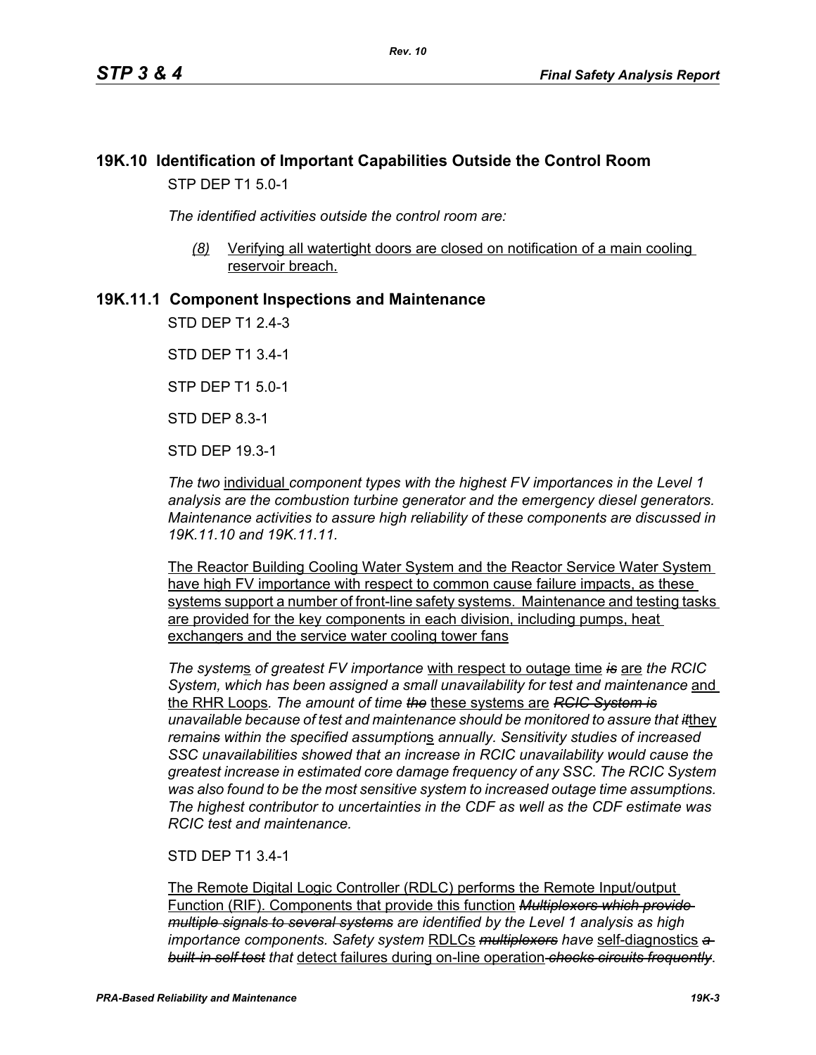## 19K.10 Identification of Important Capabilities Outside the Control Room

STP DEP T1 5.0-1

*The identified activities outside the control room are:*

*(8)* Verifying all watertight doors are closed on notification of a main cooling reservoir breach.

## 19K.11.1 Component Inspections and Maintenance

STD DEP T1 2.4-3

STD DEP T1 3.4-1

STP DEP T1 5.0-1

STD DEP 8.3-1

STD DEP 19.3-1

*The two* individual *component types with the highest FV importances in the Level 1 analysis are the combustion turbine generator and the emergency diesel generators. Maintenance activities to assure high reliability of these components are discussed in 19K.11.10 and 19K.11.11.*

The Reactor Building Cooling Water System and the Reactor Service Water System have high FV importance with respect to common cause failure impacts, as these systems support a number of front-line safety systems. Maintenance and testing tasks are provided for the key components in each division, including pumps, heat exchangers and the service water cooling tower fans

*The system*s *of greatest FV importance* with respect to outage time ~~*is*~~ are *the RCIC System, which has been assigned a small unavailability for test and maintenance* and the RHR Loops*. The amount of time* ~~*the*~~ these systems are ~~*RCIC System is*~~ *unavailable because of test and maintenance should be monitored to assure that* ~~*it*~~they *remain*~~*s*~~ *within the specified assumption*s *annually. Sensitivity studies of increased SSC unavailabilities showed that an increase in RCIC unavailability would cause the greatest increase in estimated core damage frequency of any SSC. The RCIC System was also found to be the most sensitive system to increased outage time assumptions. The highest contributor to uncertainties in the CDF as well as the CDF estimate was RCIC test and maintenance.*

STD DEP T1 3.4-1

The Remote Digital Logic Controller (RDLC) performs the Remote Input/output Function (RIF). Components that provide this function ~~*Multiplexers which provide multiple signals to several systems*~~ *are identified by the Level 1 analysis as high importance components. Safety system* RDLCs ~~*multiplexers*~~ *have* self-diagnostics ~~*a built-in self test*~~ *that* detect failures during on-line operation ~~*checks circuits frequently*~~.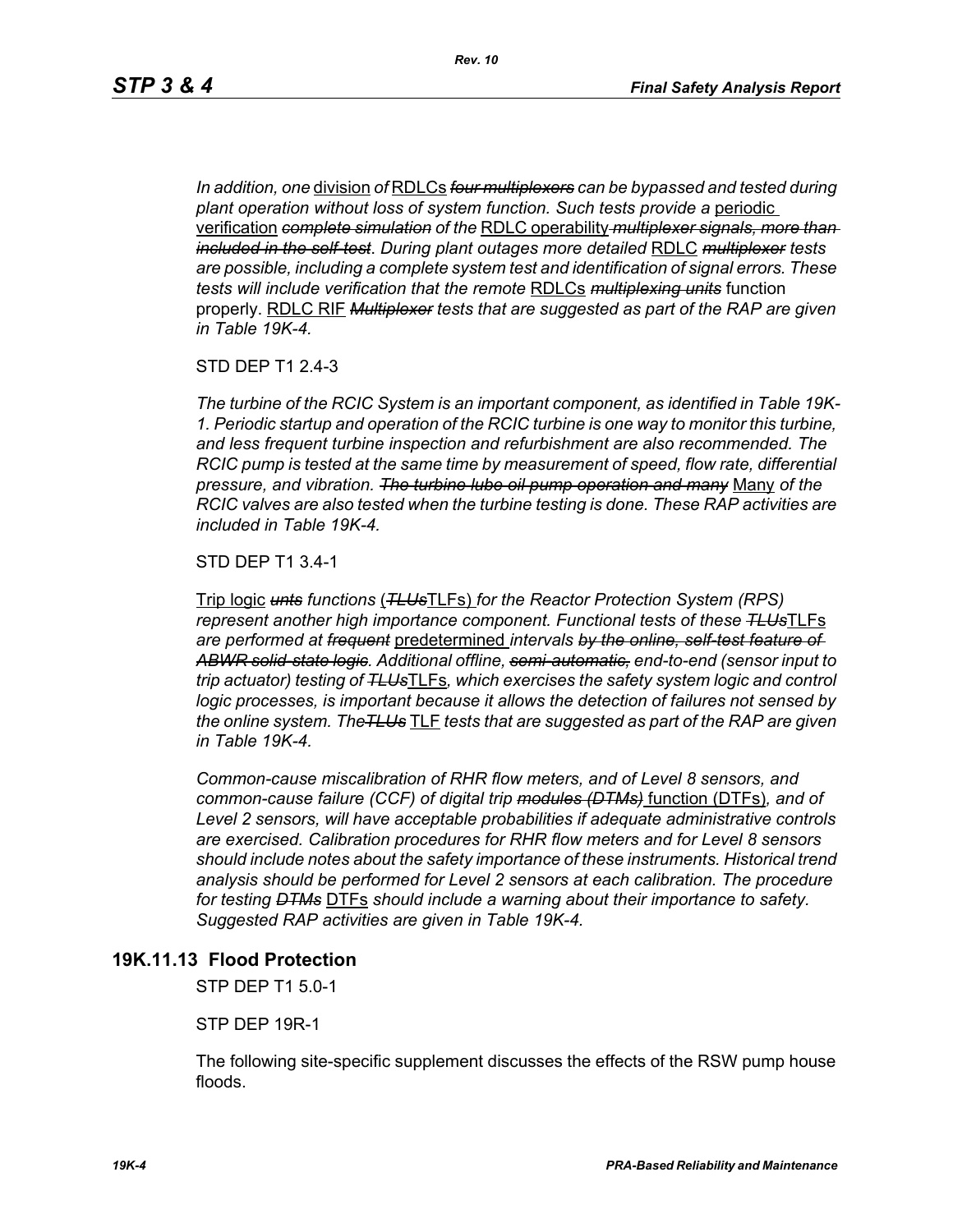*In addition, one* <u>division</u> *of* <u>RDLCs</u> ~~*four multiplexers*~~ *can be bypassed and tested during plant operation without loss of system function. Such tests provide a* <u>periodic verification</u> ~~*complete simulation*~~ *of the* <u>RDLC operability</u> ~~*multiplexer signals, more than included in the self-test*~~*. During plant outages more detailed* <u>RDLC</u> ~~*multiplexer*~~ *tests are possible, including a complete system test and identification of signal errors. These tests will include verification that the remote* <u>RDLCs</u> ~~*multiplexing units*~~ function properly. <u>RDLC RIF</u> ~~*Multiplexer*~~ *tests that are suggested as part of the RAP are given in Table 19K-4.*

STD DEP T1 2.4-3

*The turbine of the RCIC System is an important component, as identified in Table 19K-1. Periodic startup and operation of the RCIC turbine is one way to monitor this turbine, and less frequent turbine inspection and refurbishment are also recommended. The RCIC pump is tested at the same time by measurement of speed, flow rate, differential pressure, and vibration.* ~~*The turbine lube oil pump operation and many*~~ <u>Many</u> *of the RCIC valves are also tested when the turbine testing is done. These RAP activities are included in Table 19K-4.*

STD DEP T1 3.4-1

<u>Trip logic</u> ~~*unts*~~ *functions* (~~*TLUs*~~<u>TLFs)</u> *for the Reactor Protection System (RPS) represent another high importance component. Functional tests of these* ~~*TLUs*~~<u>TLFs</u> *are performed at* ~~*frequent*~~ <u>predetermined</u> *intervals* ~~*by the online, self-test feature of ABWR solid-state logic*~~*. Additional offline,* ~~*semi-automatic,*~~ *end-to-end (sensor input to trip actuator) testing of* ~~*TLUs*~~<u>TLFs</u>*, which exercises the safety system logic and control logic processes, is important because it allows the detection of failures not sensed by the online system. The*~~*TLUs*~~ <u>TLF</u> *tests that are suggested as part of the RAP are given in Table 19K-4.*

*Common-cause miscalibration of RHR flow meters, and of Level 8 sensors, and common-cause failure (CCF) of digital trip* ~~*modules (DTMs)*~~ <u>function (DTFs)</u>*, and of Level 2 sensors, will have acceptable probabilities if adequate administrative controls are exercised. Calibration procedures for RHR flow meters and for Level 8 sensors should include notes about the safety importance of these instruments. Historical trend analysis should be performed for Level 2 sensors at each calibration. The procedure for testing* ~~*DTMs*~~ <u>DTFs</u> *should include a warning about their importance to safety. Suggested RAP activities are given in Table 19K-4.*

## 19K.11.13 Flood Protection

STP DEP T1 5.0-1

STP DEP 19R-1

The following site-specific supplement discusses the effects of the RSW pump house floods.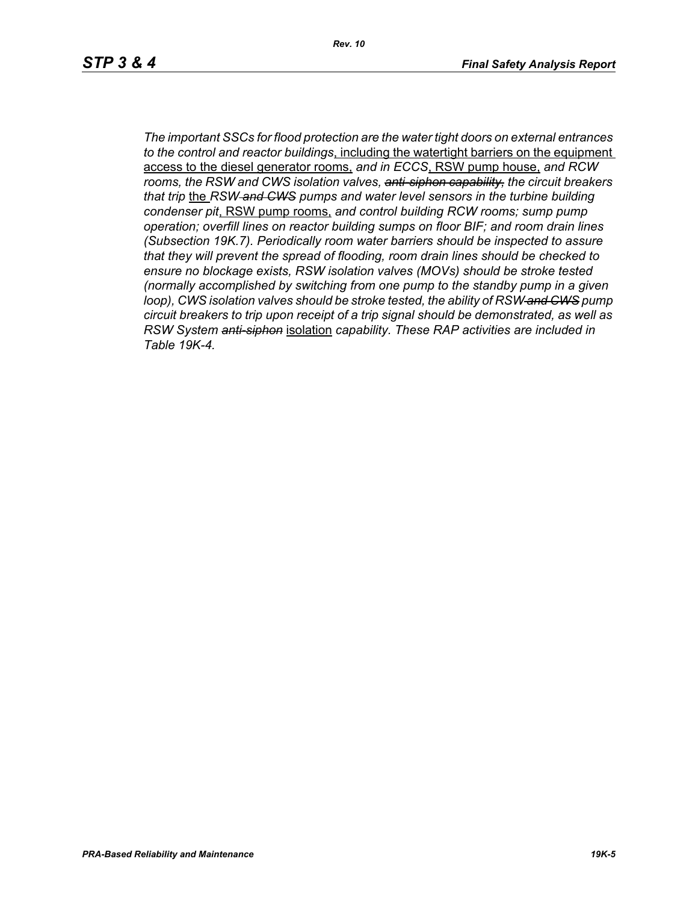*The important SSCs for flood protection are the water tight doors on external entrances to the control and reactor buildings*<u>, including the watertight barriers on the equipment access to the diesel generator rooms,</u> *and in ECCS*<u>, RSW pump house,</u> *and RCW rooms, the RSW and CWS isolation valves,* ~~*anti-siphon capability,*~~ *the circuit breakers that trip* <u>the</u> *RSW* ~~*and CWS*~~ *pumps and water level sensors in the turbine building condenser pit*<u>, RSW pump rooms,</u> *and control building RCW rooms; sump pump operation; overfill lines on reactor building sumps on floor BIF; and room drain lines (Subsection 19K.7). Periodically room water barriers should be inspected to assure that they will prevent the spread of flooding, room drain lines should be checked to ensure no blockage exists, RSW isolation valves (MOVs) should be stroke tested (normally accomplished by switching from one pump to the standby pump in a given loop), CWS isolation valves should be stroke tested, the ability of RSW* ~~*and CWS*~~ *pump circuit breakers to trip upon receipt of a trip signal should be demonstrated, as well as RSW System* ~~*anti-siphon*~~ <u>isolation</u> *capability. These RAP activities are included in Table 19K-4.*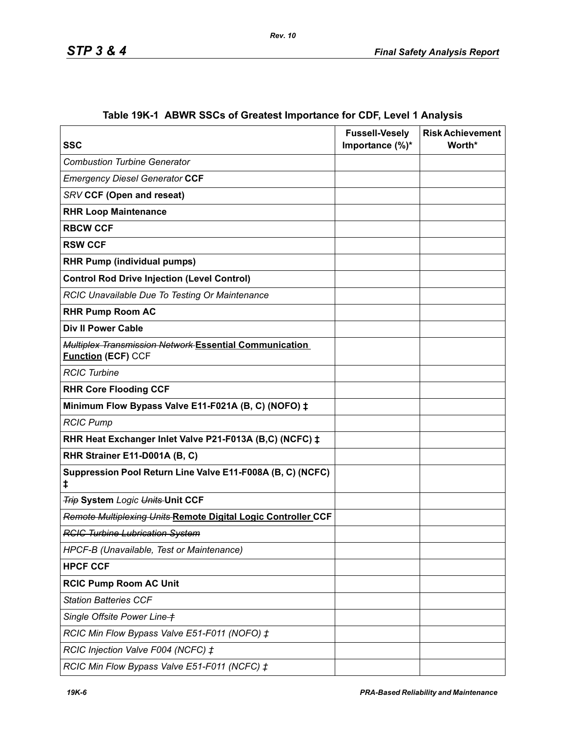## Table 19K-1 ABWR SSCs of Greatest Importance for CDF, Level 1 Analysis

| SSC | Fussell-Vesely Importance (%)* | Risk Achievement Worth* |
|---|---|---|
| *Combustion Turbine Generator* | | |
| *Emergency Diesel Generator* **CCF** | | |
| *SRV* **CCF (Open and reseat)** | | |
| **RHR Loop Maintenance** | | |
| **RBCW CCF** | | |
| **RSW CCF** | | |
| **RHR Pump (individual pumps)** | | |
| **Control Rod Drive Injection (Level Control)** | | |
| *RCIC Unavailable Due To Testing Or Maintenance* | | |
| **RHR Pump Room AC** | | |
| **Div II Power Cable** | | |
| ~~*Multiplex Transmission Network*~~ **Essential Communication Function (ECF)** CCF | | |
| *RCIC Turbine* | | |
| **RHR Core Flooding CCF** | | |
| **Minimum Flow Bypass Valve E11-F021A (B, C) (NOFO) ‡** | | |
| *RCIC Pump* | | |
| **RHR Heat Exchanger Inlet Valve P21-F013A (B,C) (NCFC) ‡** | | |
| **RHR Strainer E11-D001A (B, C)** | | |
| **Suppression Pool Return Line Valve E11-F008A (B, C) (NCFC) ‡** | | |
| ~~*Trip*~~ **System** *Logic* ~~*Units*~~ **Unit CCF** | | |
| ~~*Remote Multiplexing Units*~~ **Remote Digital Logic Controller CCF** | | |
| ~~*RCIC Turbine Lubrication System*~~ | | |
| *HPCF-B (Unavailable, Test or Maintenance)* | | |
| **HPCF CCF** | | |
| **RCIC Pump Room AC Unit** | | |
| *Station Batteries CCF* | | |
| *Single Offsite Power Line* ~~*‡*~~ | | |
| *RCIC Min Flow Bypass Valve E51-F011 (NOFO) ‡* | | |
| *RCIC Injection Valve F004 (NCFC) ‡* | | |
| *RCIC Min Flow Bypass Valve E51-F011 (NCFC) ‡* | | |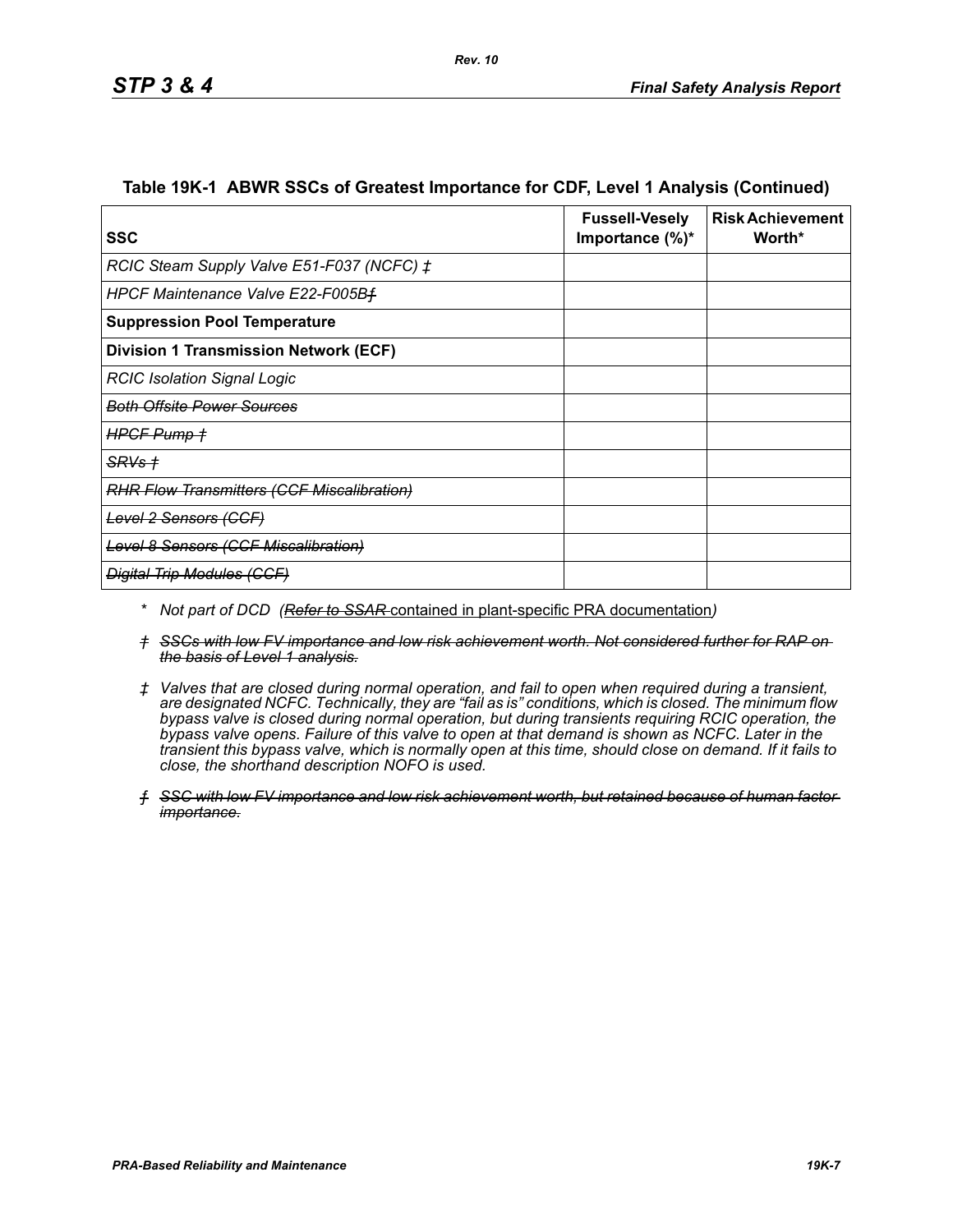**Table 19K-1 ABWR SSCs of Greatest Importance for CDF, Level 1 Analysis (Continued)**

| SSC | Fussell-Vesely Importance (%)* | Risk Achievement Worth* |
|---|---|---|
| *RCIC Steam Supply Valve E51-F037 (NCFC) ‡* | | |
| *HPCF Maintenance Valve E22-F005B~~ƒ~~* | | |
| **Suppression Pool Temperature** | | |
| **Division 1 Transmission Network (ECF)** | | |
| *RCIC Isolation Signal Logic* | | |
| ~~*Both Offsite Power Sources*~~ | | |
| ~~*HPCF Pump †*~~ | | |
| ~~*SRVs †*~~ | | |
| ~~*RHR Flow Transmitters (CCF Miscalibration)*~~ | | |
| ~~*Level 2 Sensors (CCF)*~~ | | |
| ~~*Level 8 Sensors (CCF Miscalibration)*~~ | | |
| ~~*Digital Trip Modules (CCF)*~~ | | |

\* *Not part of DCD (~~Refer to SSAR~~ contained in plant-specific PRA documentation)*

~~*† SSCs with low FV importance and low risk achievement worth. Not considered further for RAP on the basis of Level 1 analysis.*~~

*‡ Valves that are closed during normal operation, and fail to open when required during a transient, are designated NCFC. Technically, they are "fail as is" conditions, which is closed. The minimum flow bypass valve is closed during normal operation, but during transients requiring RCIC operation, the bypass valve opens. Failure of this valve to open at that demand is shown as NCFC. Later in the transient this bypass valve, which is normally open at this time, should close on demand. If it fails to close, the shorthand description NOFO is used.*

~~*ƒ SSC with low FV importance and low risk achievement worth, but retained because of human factor importance.*~~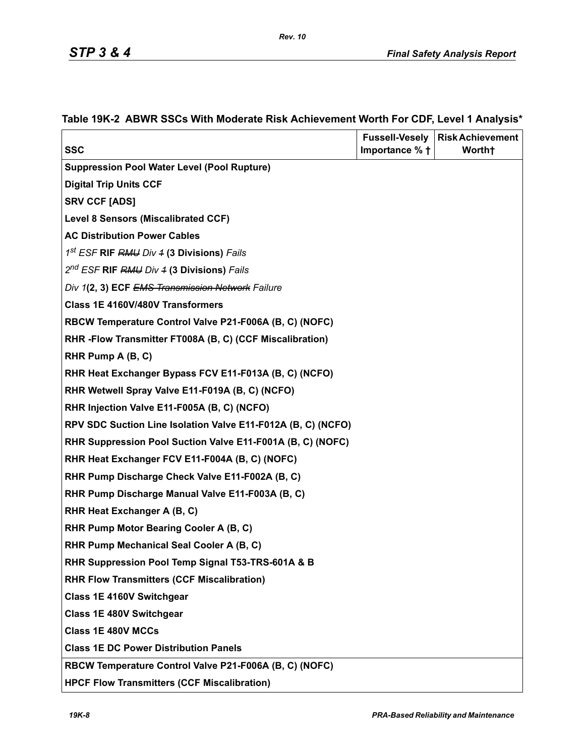## Table 19K-2 ABWR SSCs With Moderate Risk Achievement Worth For CDF, Level 1 Analysis*

| SSC | Fussell-Vesely Importance % † | Risk Achievement Worth† |
|---|---|---|
| **Suppression Pool Water Level (Pool Rupture)** | | |
| **Digital Trip Units CCF** | | |
| **SRV CCF [ADS]** | | |
| **Level 8 Sensors (Miscalibrated CCF)** | | |
| **AC Distribution Power Cables** | | |
| *1st ESF* **RIF** *~~RMU~~ Div ~~1~~* **(3 Divisions)** *Fails* | | |
| *2nd ESF* **RIF** *~~RMU~~ Div ~~1~~* **(3 Divisions)** *Fails* | | |
| *Div 1***(2, 3) ECF** *~~EMS Transmission Network~~ Failure* | | |
| **Class 1E 4160V/480V Transformers** | | |
| **RBCW Temperature Control Valve P21-F006A (B, C) (NOFC)** | | |
| **RHR -Flow Transmitter FT008A (B, C) (CCF Miscalibration)** | | |
| **RHR Pump A (B, C)** | | |
| **RHR Heat Exchanger Bypass FCV E11-F013A (B, C) (NCFO)** | | |
| **RHR Wetwell Spray Valve E11-F019A (B, C) (NCFO)** | | |
| **RHR Injection Valve E11-F005A (B, C) (NCFO)** | | |
| **RPV SDC Suction Line Isolation Valve E11-F012A (B, C) (NCFO)** | | |
| **RHR Suppression Pool Suction Valve E11-F001A (B, C) (NOFC)** | | |
| **RHR Heat Exchanger FCV E11-F004A (B, C) (NOFC)** | | |
| **RHR Pump Discharge Check Valve E11-F002A (B, C)** | | |
| **RHR Pump Discharge Manual Valve E11-F003A (B, C)** | | |
| **RHR Heat Exchanger A (B, C)** | | |
| **RHR Pump Motor Bearing Cooler A (B, C)** | | |
| **RHR Pump Mechanical Seal Cooler A (B, C)** | | |
| **RHR Suppression Pool Temp Signal T53-TRS-601A & B** | | |
| **RHR Flow Transmitters (CCF Miscalibration)** | | |
| **Class 1E 4160V Switchgear** | | |
| **Class 1E 480V Switchgear** | | |
| **Class 1E 480V MCCs** | | |
| **Class 1E DC Power Distribution Panels** | | |
| **RBCW Temperature Control Valve P21-F006A (B, C) (NOFC)** | | |
| **HPCF Flow Transmitters (CCF Miscalibration)** | | |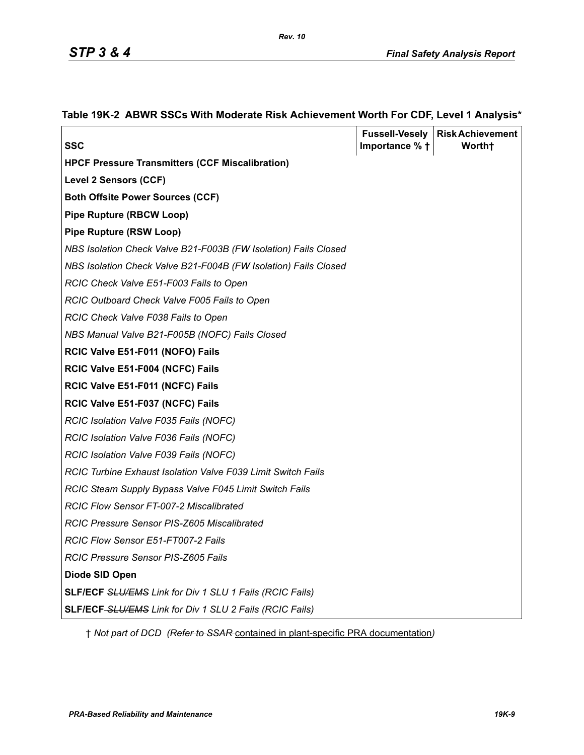## Table 19K-2 ABWR SSCs With Moderate Risk Achievement Worth For CDF, Level 1 Analysis*

| SSC | Fussell-Vesely Importance % † | Risk Achievement Worth† |
|---|---|---|
| **HPCF Pressure Transmitters (CCF Miscalibration)** | | |
| **Level 2 Sensors (CCF)** | | |
| **Both Offsite Power Sources (CCF)** | | |
| **Pipe Rupture (RBCW Loop)** | | |
| **Pipe Rupture (RSW Loop)** | | |
| *NBS Isolation Check Valve B21-F003B (FW Isolation) Fails Closed* | | |
| *NBS Isolation Check Valve B21-F004B (FW Isolation) Fails Closed* | | |
| *RCIC Check Valve E51-F003 Fails to Open* | | |
| *RCIC Outboard Check Valve F005 Fails to Open* | | |
| *RCIC Check Valve F038 Fails to Open* | | |
| *NBS Manual Valve B21-F005B (NOFC) Fails Closed* | | |
| **RCIC Valve E51-F011 (NOFO) Fails** | | |
| **RCIC Valve E51-F004 (NCFC) Fails** | | |
| **RCIC Valve E51-F011 (NCFC) Fails** | | |
| **RCIC Valve E51-F037 (NCFC) Fails** | | |
| *RCIC Isolation Valve F035 Fails (NOFC)* | | |
| *RCIC Isolation Valve F036 Fails (NOFC)* | | |
| *RCIC Isolation Valve F039 Fails (NOFC)* | | |
| *RCIC Turbine Exhaust Isolation Valve F039 Limit Switch Fails* | | |
| ~~*RCIC Steam Supply Bypass Valve F045 Limit Switch Fails*~~ | | |
| *RCIC Flow Sensor FT-007-2 Miscalibrated* | | |
| *RCIC Pressure Sensor PIS-Z605 Miscalibrated* | | |
| *RCIC Flow Sensor E51-FT007-2 Fails* | | |
| *RCIC Pressure Sensor PIS-Z605 Fails* | | |
| **Diode SID Open** | | |
| **SLF/ECF** ~~*SLU/EMS*~~ *Link for Div 1 SLU 1 Fails (RCIC Fails)* | | |
| **SLF/ECF** ~~*SLU/EMS*~~ *Link for Div 1 SLU 2 Fails (RCIC Fails)* | | |

† *Not part of DCD (~~Refer to SSAR~~ contained in plant-specific PRA documentation)*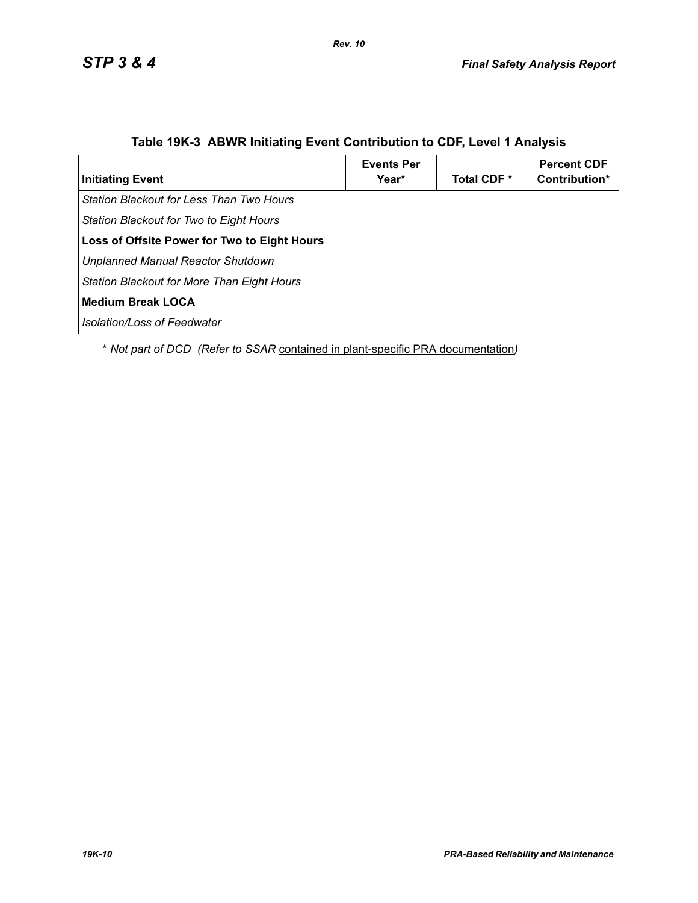### Table 19K-3 ABWR Initiating Event Contribution to CDF, Level 1 Analysis

| Initiating Event | Events Per Year* | Total CDF * | Percent CDF Contribution* |
|---|---|---|---|
| *Station Blackout for Less Than Two Hours* | | | |
| *Station Blackout for Two to Eight Hours* | | | |
| **Loss of Offsite Power for Two to Eight Hours** | | | |
| *Unplanned Manual Reactor Shutdown* | | | |
| *Station Blackout for More Than Eight Hours* | | | |
| **Medium Break LOCA** | | | |
| *Isolation/Loss of Feedwater* | | | |

\* *Not part of DCD (~~Refer to SSAR~~ contained in plant-specific PRA documentation)*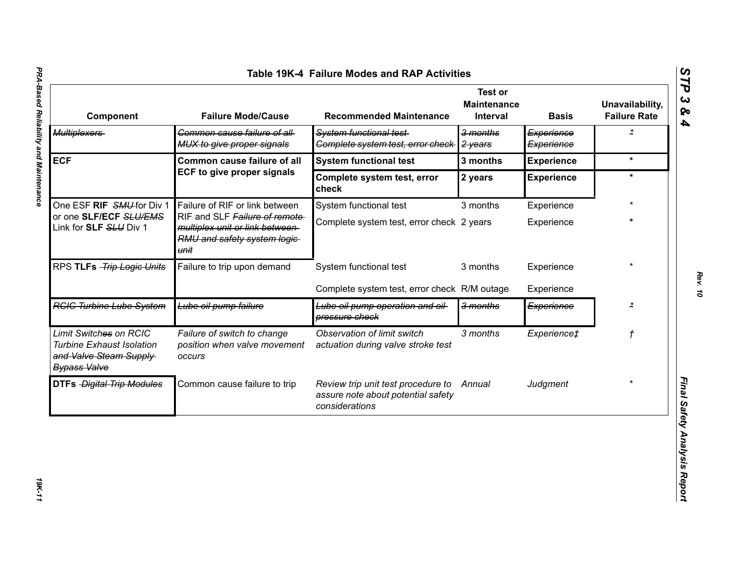**Table 19K-4 Failure Modes and RAP Activities**

| Component | Failure Mode/Cause | Recommended Maintenance | Test or Maintenance Interval | Basis | Unavailability, Failure Rate |
|---|---|---|---|---|---|
| ~~Multiplexers~~ | ~~Common cause failure of all MUX to give proper signals~~ | ~~System functional test~~<br>~~Complete system test, error check~~ | ~~3 months~~<br>~~2 years~~ | ~~Experience~~<br>~~Experience~~ | * |
| **ECF** | **Common cause failure of all ECF to give proper signals** | **System functional test** | **3 months** | **Experience** | * |
| | | **Complete system test, error check** | **2 years** | **Experience** | * |
| One ESF **RIF** ~~SMU~~ for Div 1 or one **SLF/ECF** ~~SLU/EMS~~ Link for **SLF** ~~SLU~~ Div 1 | Failure of RIF or link between RIF and SLF ~~Failure of remote multiplex unit or link between RMU and safety system logic unit~~ | System functional test | 3 months | Experience | * |
| | | Complete system test, error check | 2 years | Experience | * |
| RPS **TLFs** ~~Trip Logic Units~~ | Failure to trip upon demand | System functional test | 3 months | Experience | * |
| | | Complete system test, error check | R/M outage | Experience | |
| ~~RCIC Turbine Lube System~~ | ~~Lube oil pump failure~~ | ~~Lube oil pump operation and oil pressure check~~ | ~~3 months~~ | ~~Experience~~ | * |
| *Limit Switch~~es~~ on RCIC Turbine Exhaust Isolation ~~and Valve Steam Supply Bypass Valve~~* | *Failure of switch to change position when valve movement occurs* | *Observation of limit switch actuation during valve stroke test* | *3 months* | *Experience‡* | † |
| **DTFs** ~~Digital Trip Modules~~ | Common cause failure to trip | *Review trip unit test procedure to assure note about potential safety considerations* | *Annual* | *Judgment* | * |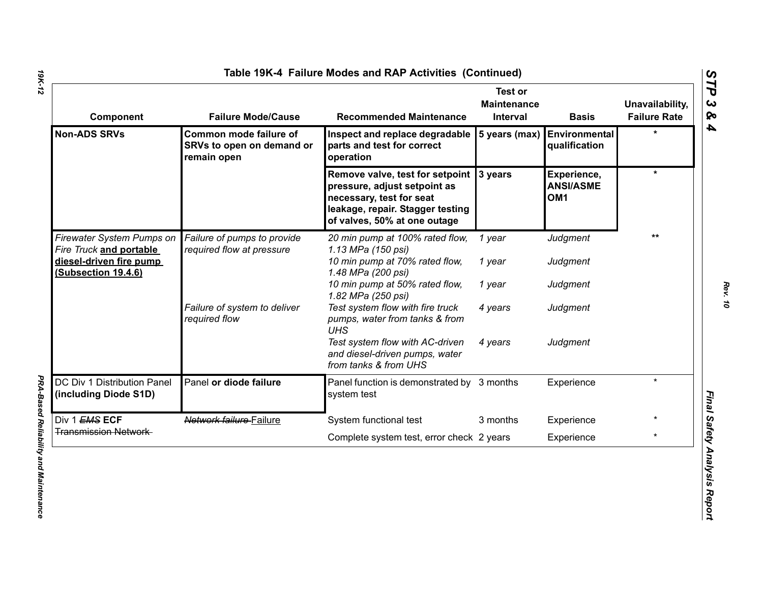### Table 19K-4 Failure Modes and RAP Activities (Continued)

| Component | Failure Mode/Cause | Recommended Maintenance | Test or Maintenance Interval | Basis | Unavailability, Failure Rate |
|---|---|---|---|---|---|
| **Non-ADS SRVs** | **Common mode failure of SRVs to open on demand or remain open** | **Inspect and replace degradable parts and test for correct operation** | **5 years (max)** | **Environmental qualification** | * |
| | | **Remove valve, test for setpoint pressure, adjust setpoint as necessary, test for seat leakage, repair. Stagger testing of valves, 50% at one outage** | **3 years** | **Experience, ANSI/ASME OM1** | * |
| *Firewater System Pumps on Fire Truck* **and portable diesel-driven fire pump (Subsection 19.4.6)** | *Failure of pumps to provide required flow at pressure* | *20 min pump at 100% rated flow, 1.13 MPa (150 psi)* | *1 year* | *Judgment* | ** |
| | | *10 min pump at 70% rated flow, 1.48 MPa (200 psi)* | *1 year* | *Judgment* | |
| | | *10 min pump at 50% rated flow, 1.82 MPa (250 psi)* | *1 year* | *Judgment* | |
| | *Failure of system to deliver required flow* | *Test system flow with fire truck pumps, water from tanks & from UHS* | *4 years* | *Judgment* | |
| | | *Test system flow with AC-driven and diesel-driven pumps, water from tanks & from UHS* | *4 years* | *Judgment* | |
| DC Div 1 Distribution Panel **(including Diode S1D)** | Panel **or diode failure** | Panel function is demonstrated by system test | 3 months | Experience | * |
| Div 1 ~~*EMS*~~ **ECF** ~~Transmission Network~~ | ~~*Network failure*~~ Failure | System functional test | 3 months | Experience | * |
| | | Complete system test, error check | 2 years | Experience | * |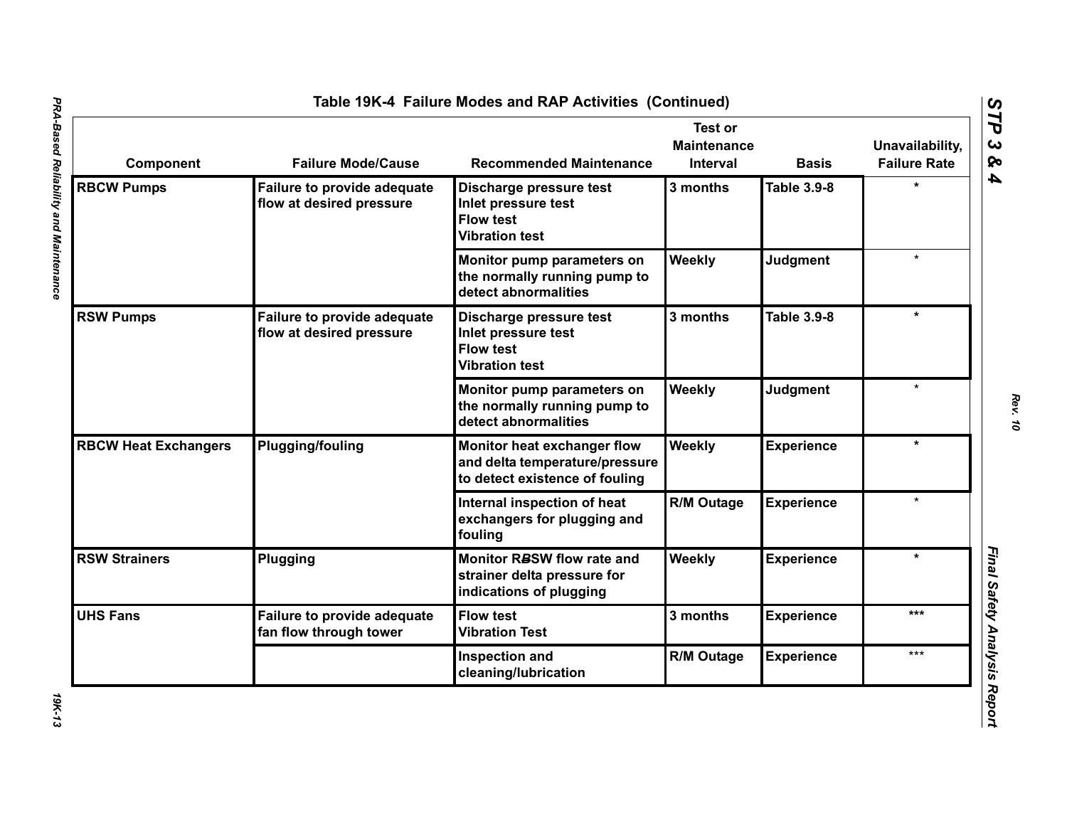## Table 19K-4 Failure Modes and RAP Activities (Continued)

| Component | Failure Mode/Cause | Recommended Maintenance | Test or Maintenance Interval | Basis | Unavailability, Failure Rate |
|---|---|---|---|---|---|
| RBCW Pumps | Failure to provide adequate flow at desired pressure | Discharge pressure test<br>Inlet pressure test<br>Flow test<br>Vibration test | 3 months | Table 3.9-8 | * |
| | | Monitor pump parameters on the normally running pump to detect abnormalities | Weekly | Judgment | * |
| RSW Pumps | Failure to provide adequate flow at desired pressure | Discharge pressure test<br>Inlet pressure test<br>Flow test<br>Vibration test | 3 months | Table 3.9-8 | * |
| | | Monitor pump parameters on the normally running pump to detect abnormalities | Weekly | Judgment | * |
| RBCW Heat Exchangers | Plugging/fouling | Monitor heat exchanger flow and delta temperature/pressure to detect existence of fouling | Weekly | Experience | * |
| | | Internal inspection of heat exchangers for plugging and fouling | R/M Outage | Experience | * |
| RSW Strainers | Plugging | Monitor R~~B~~SW flow rate and strainer delta pressure for indications of plugging | Weekly | Experience | * |
| UHS Fans | Failure to provide adequate fan flow through tower | Flow test<br>Vibration Test | 3 months | Experience | *** |
| | | Inspection and cleaning/lubrication | R/M Outage | Experience | *** |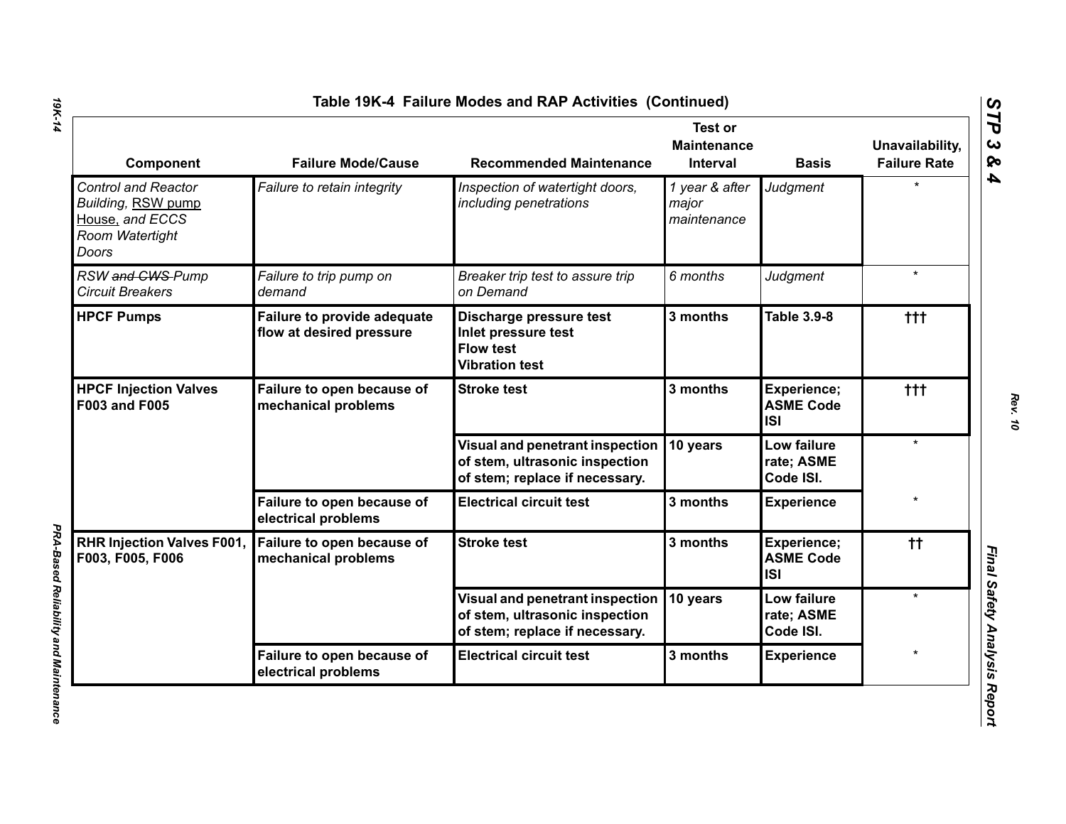## Table 19K-4 Failure Modes and RAP Activities (Continued)

| Component | Failure Mode/Cause | Recommended Maintenance | Test or Maintenance Interval | Basis | Unavailability, Failure Rate |
|---|---|---|---|---|---|
| *Control and Reactor Building, RSW pump House, and ECCS Room Watertight Doors* | *Failure to retain integrity* | *Inspection of watertight doors, including penetrations* | *1 year & after major maintenance* | *Judgment* | * |
| *RSW ~~and CWS~~ Pump Circuit Breakers* | *Failure to trip pump on demand* | *Breaker trip test to assure trip on Demand* | *6 months* | *Judgment* | * |
| **HPCF Pumps** | **Failure to provide adequate flow at desired pressure** | **Discharge pressure test**<br>**Inlet pressure test**<br>**Flow test**<br>**Vibration test** | **3 months** | **Table 3.9-8** | **†††** |
| **HPCF Injection Valves F003 and F005** | **Failure to open because of mechanical problems** | **Stroke test** | **3 months** | **Experience; ASME Code ISI** | **†††** |
| | | **Visual and penetrant inspection of stem, ultrasonic inspection of stem; replace if necessary.** | **10 years** | **Low failure rate; ASME Code ISI.** | * |
| | **Failure to open because of electrical problems** | **Electrical circuit test** | **3 months** | **Experience** | * |
| **RHR Injection Valves F001, F003, F005, F006** | **Failure to open because of mechanical problems** | **Stroke test** | **3 months** | **Experience; ASME Code ISI** | **††** |
| | | **Visual and penetrant inspection of stem, ultrasonic inspection of stem; replace if necessary.** | **10 years** | **Low failure rate; ASME Code ISI.** | * |
| | **Failure to open because of electrical problems** | **Electrical circuit test** | **3 months** | **Experience** | * |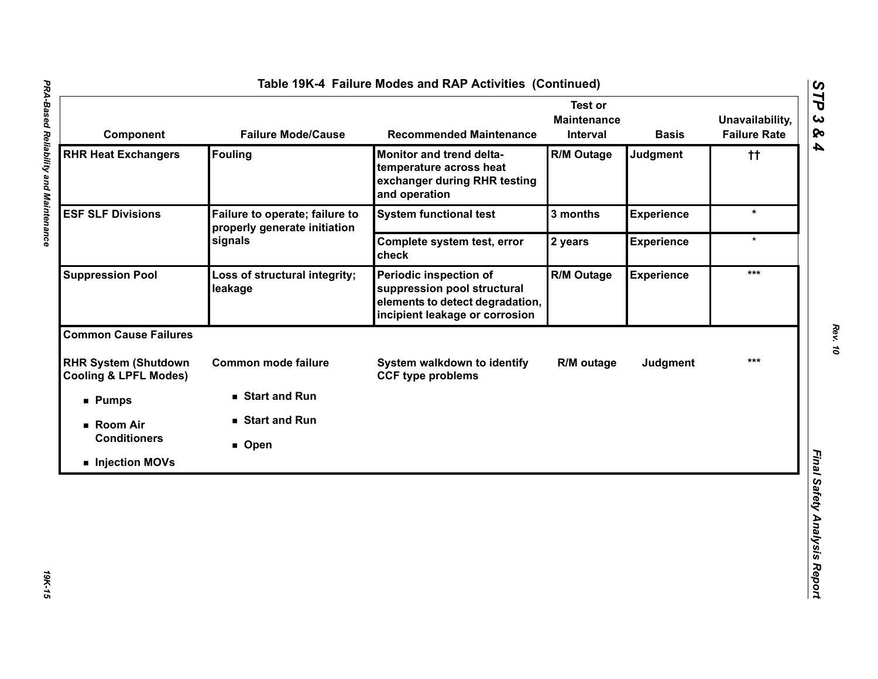## Table 19K-4 Failure Modes and RAP Activities (Continued)

| Component | Failure Mode/Cause | Recommended Maintenance | Test or Maintenance Interval | Basis | Unavailability, Failure Rate |
|---|---|---|---|---|---|
| **RHR Heat Exchangers** | **Fouling** | **Monitor and trend delta-temperature across heat exchanger during RHR testing and operation** | **R/M Outage** | **Judgment** | **††** |
| **ESF SLF Divisions** | **Failure to operate; failure to properly generate initiation signals** | **System functional test** | **3 months** | **Experience** | * |
| | | **Complete system test, error check** | **2 years** | **Experience** | * |
| **Suppression Pool** | **Loss of structural integrity; leakage** | **Periodic inspection of suppression pool structural elements to detect degradation, incipient leakage or corrosion** | **R/M Outage** | **Experience** | *** |
| **Common Cause Failures** | | | | | |
| **RHR System (Shutdown Cooling & LPFL Modes)** | **Common mode failure** | **System walkdown to identify CCF type problems** | **R/M outage** | **Judgment** | *** |
| ■ **Pumps** | ■ **Start and Run** | | | | |
| ■ **Room Air Conditioners** | ■ **Start and Run** | | | | |
| ■ **Injection MOVs** | ■ **Open** | | | | |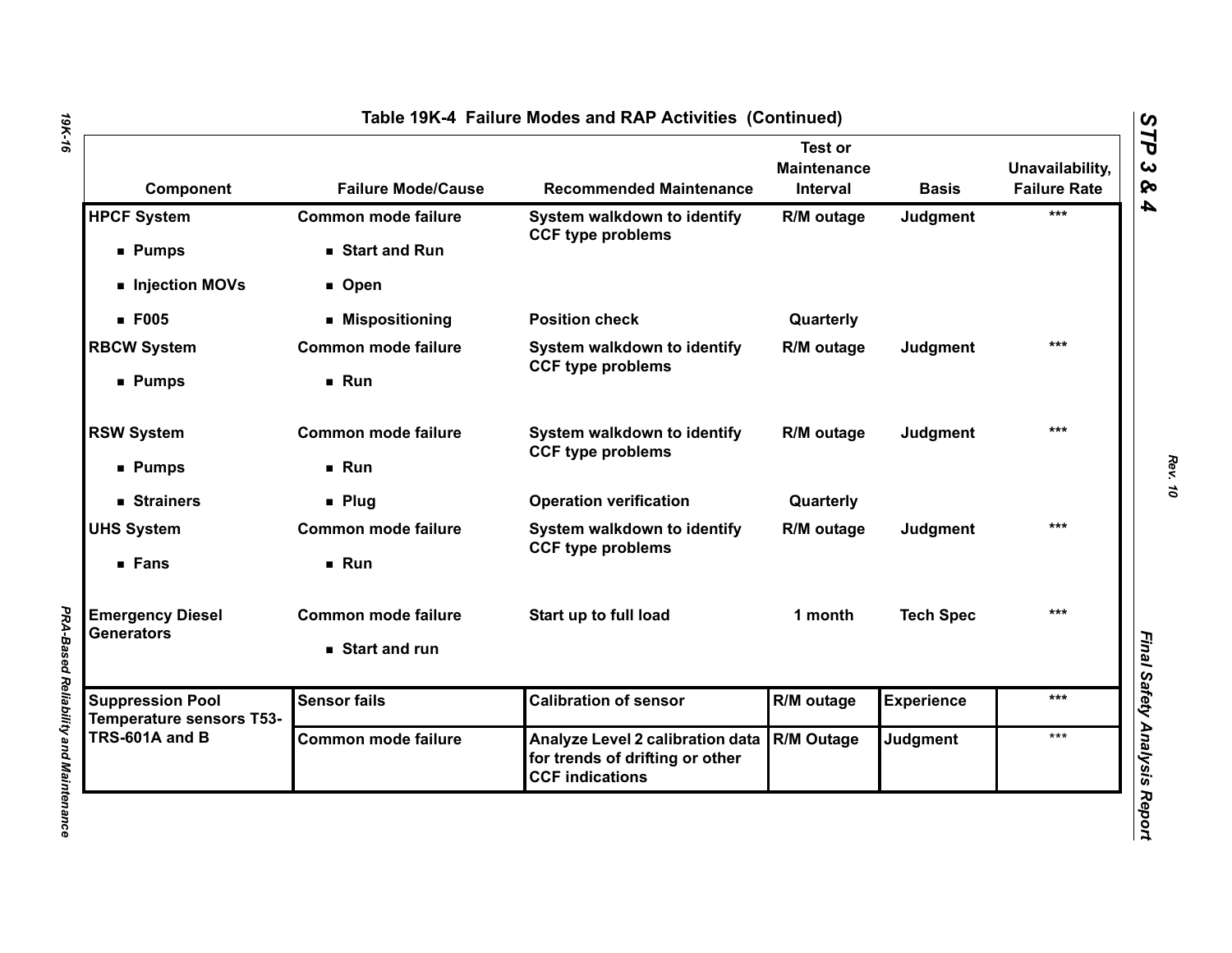Table 19K-4 Failure Modes and RAP Activities (Continued)

| Component | Failure Mode/Cause | Recommended Maintenance | Test or Maintenance Interval | Basis | Unavailability, Failure Rate |
|---|---|---|---|---|---|
| HPCF System | Common mode failure | System walkdown to identify CCF type problems | R/M outage | Judgment | *** |
| ■ Pumps | ■ Start and Run | | | | |
| ■ Injection MOVs | ■ Open | | | | |
| ■ F005 | ■ Mispositioning | Position check | Quarterly | | |
| RBCW System | Common mode failure | System walkdown to identify CCF type problems | R/M outage | Judgment | *** |
| ■ Pumps | ■ Run | | | | |
| RSW System | Common mode failure | System walkdown to identify CCF type problems | R/M outage | Judgment | *** |
| ■ Pumps | ■ Run | | | | |
| ■ Strainers | ■ Plug | Operation verification | Quarterly | | |
| UHS System | Common mode failure | System walkdown to identify CCF type problems | R/M outage | Judgment | *** |
| ■ Fans | ■ Run | | | | |
| Emergency Diesel Generators | Common mode failure | Start up to full load | 1 month | Tech Spec | *** |
| | ■ Start and run | | | | |
| Suppression Pool Temperature sensors T53-TRS-601A and B | Sensor fails | Calibration of sensor | R/M outage | Experience | *** |
| | Common mode failure | Analyze Level 2 calibration data for trends of drifting or other CCF indications | R/M Outage | Judgment | *** |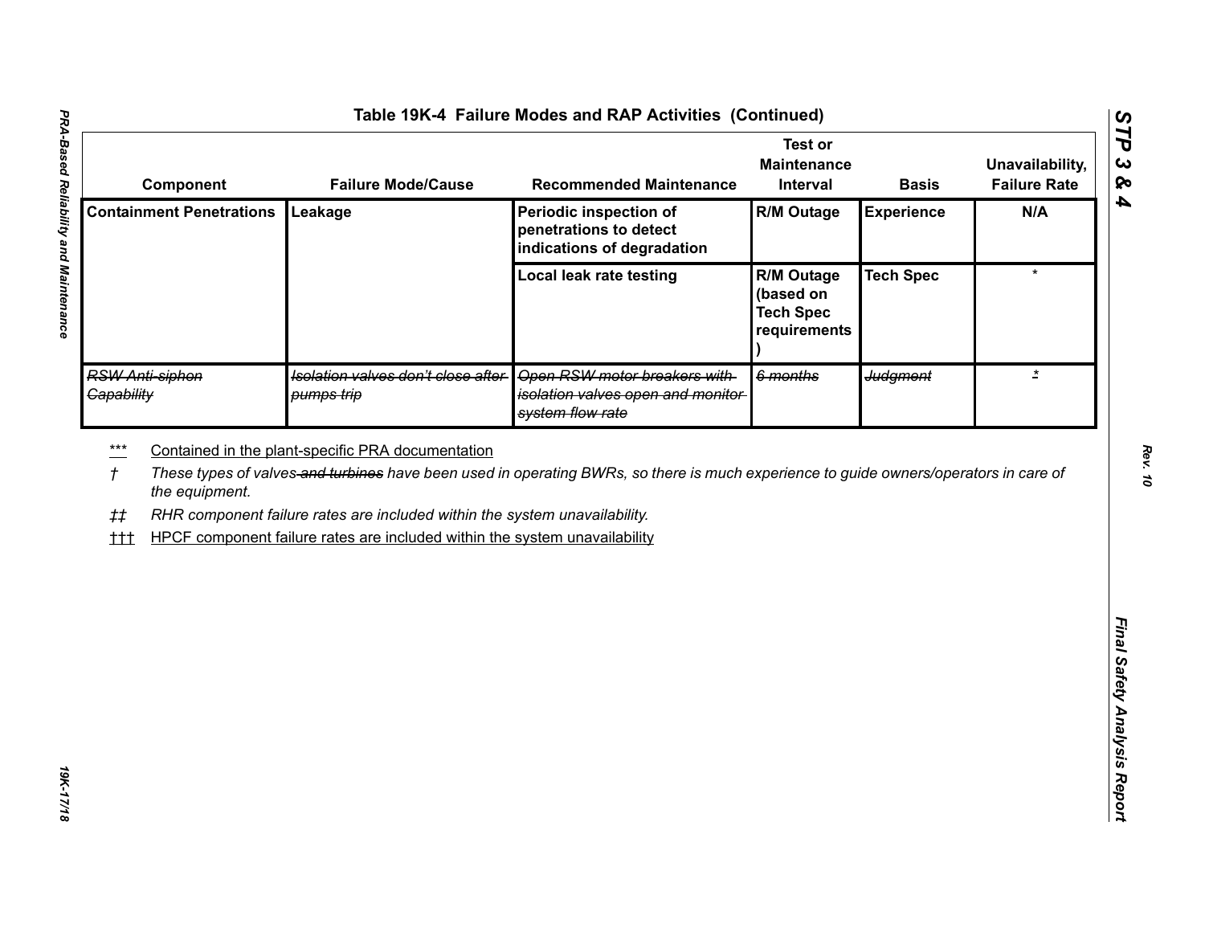Table 19K-4 Failure Modes and RAP Activities (Continued)

| Component | Failure Mode/Cause | Recommended Maintenance | Test or Maintenance Interval | Basis | Unavailability, Failure Rate |
|---|---|---|---|---|---|
| **Containment Penetrations** | **Leakage** | **Periodic inspection of penetrations to detect indications of degradation** | **R/M Outage** | **Experience** | **N/A** |
| | | **Local leak rate testing** | **R/M Outage (based on Tech Spec requirements)** | **Tech Spec** | * |
| ~~RSW Anti-siphon Capability~~ | ~~Isolation valves don't close after pumps trip~~ | ~~Open RSW motor breakers with isolation valves open and monitor system flow rate~~ | ~~6 months~~ | ~~Judgment~~ | ~~*~~ |

*** Contained in the plant-specific PRA documentation

† *These types of valves ~~and turbines~~ have been used in operating BWRs, so there is much experience to guide owners/operators in care of the equipment.*

‡‡ *RHR component failure rates are included within the system unavailability.*

††† HPCF component failure rates are included within the system unavailability